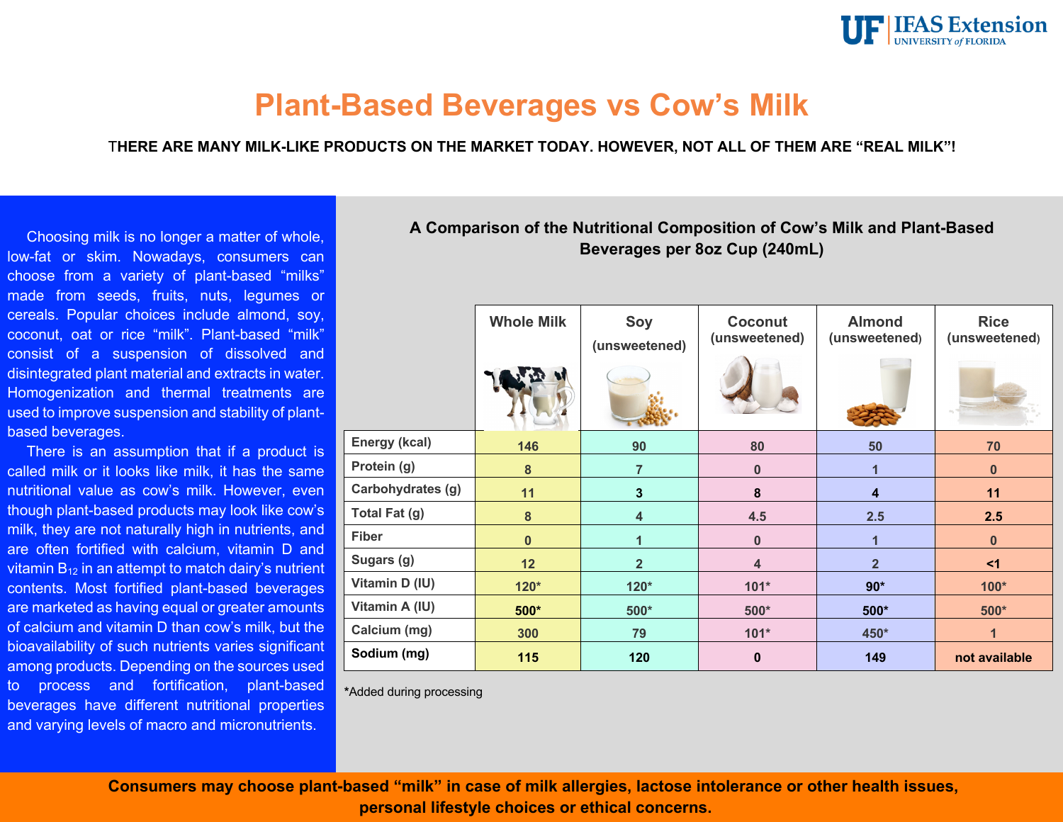UF | IFAS Extension
UNIVERSITY of FLORIDA

# Plant-Based Beverages vs Cow's Milk

**THERE ARE MANY MILK-LIKE PRODUCTS ON THE MARKET TODAY. HOWEVER, NOT ALL OF THEM ARE "REAL MILK"!**

Choosing milk is no longer a matter of whole, low-fat or skim. Nowadays, consumers can choose from a variety of plant-based "milks" made from seeds, fruits, nuts, legumes or cereals. Popular choices include almond, soy, coconut, oat or rice "milk". Plant-based "milk" consist of a suspension of dissolved and disintegrated plant material and extracts in water. Homogenization and thermal treatments are used to improve suspension and stability of plant-based beverages.

There is an assumption that if a product is called milk or it looks like milk, it has the same nutritional value as cow's milk. However, even though plant-based products may look like cow's milk, they are not naturally high in nutrients, and are often fortified with calcium, vitamin D and vitamin $B_{12}$ in an attempt to match dairy's nutrient contents. Most fortified plant-based beverages are marketed as having equal or greater amounts of calcium and vitamin D than cow's milk, but the bioavailability of such nutrients varies significant among products. Depending on the sources used to process and fortification, plant-based beverages have different nutritional properties and varying levels of macro and micronutrients.

## A Comparison of the Nutritional Composition of Cow's Milk and Plant-Based Beverages per 8oz Cup (240mL)

| | Whole Milk | Soy (unsweetened) | Coconut (unsweetened) | Almond (unsweetened) | Rice (unsweetened) |
|---|---|---|---|---|---|
| **Energy (kcal)** | 146 | 90 | 80 | 50 | 70 |
| **Protein (g)** | 8 | 7 | 0 | 1 | 0 |
| **Carbohydrates (g)** | 11 | 3 | 8 | 4 | 11 |
| **Total Fat (g)** | 8 | 4 | 4.5 | 2.5 | 2.5 |
| **Fiber** | 0 | 1 | 0 | 1 | 0 |
| **Sugars (g)** | 12 | 2 | 4 | 2 | <1 |
| **Vitamin D (IU)** | 120* | 120* | 101* | 90* | 100* |
| **Vitamin A (IU)** | 500* | 500* | 500* | 500* | 500* |
| **Calcium (mg)** | 300 | 79 | 101* | 450* | 1 |
| **Sodium (mg)** | 115 | 120 | 0 | 149 | not available |

*Added during processing

**Consumers may choose plant-based "milk" in case of milk allergies, lactose intolerance or other health issues, personal lifestyle choices or ethical concerns.**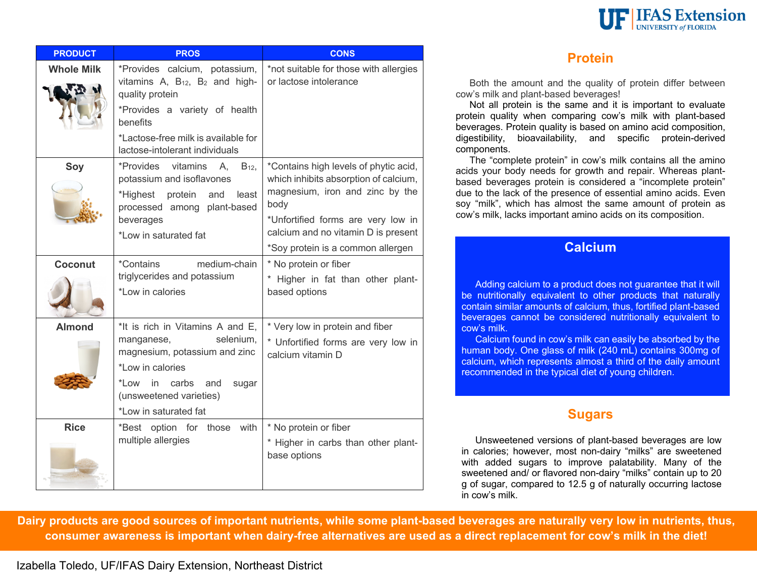| PRODUCT | PROS | CONS |
|---|---|---|
| **Whole Milk** | *Provides calcium, potassium, vitamins A, $B_{12}$, $B_2$ and high-quality protein<br>*Provides a variety of health benefits<br>*Lactose-free milk is available for lactose-intolerant individuals | *not suitable for those with allergies or lactose intolerance |
| **Soy** | *Provides vitamins A, $B_{12}$, potassium and isoflavones<br>*Highest protein and least processed among plant-based beverages<br>*Low in saturated fat | *Contains high levels of phytic acid, which inhibits absorption of calcium, magnesium, iron and zinc by the body<br>*Unfortified forms are very low in calcium and no vitamin D is present<br>*Soy protein is a common allergen |
| **Coconut** | *Contains medium-chain triglycerides and potassium<br>*Low in calories | * No protein or fiber<br>* Higher in fat than other plant-based options |
| **Almond** | *It is rich in Vitamins A and E, manganese, selenium, magnesium, potassium and zinc<br>*Low in calories<br>*Low in carbs and sugar (unsweetened varieties)<br>*Low in saturated fat | * Very low in protein and fiber<br>* Unfortified forms are very low in calcium vitamin D |
| **Rice** | *Best option for those with multiple allergies | * No protein or fiber<br>* Higher in carbs than other plant-base options |

## Protein

Both the amount and the quality of protein differ between cow's milk and plant-based beverages!

Not all protein is the same and it is important to evaluate protein quality when comparing cow's milk with plant-based beverages. Protein quality is based on amino acid composition, digestibility, bioavailability, and specific protein-derived components.

The "complete protein" in cow's milk contains all the amino acids your body needs for growth and repair. Whereas plant-based beverages protein is considered a "incomplete protein" due to the lack of the presence of essential amino acids. Even soy "milk", which has almost the same amount of protein as cow's milk, lacks important amino acids on its composition.

## Calcium

Adding calcium to a product does not guarantee that it will be nutritionally equivalent to other products that naturally contain similar amounts of calcium, thus, fortified plant-based beverages cannot be considered nutritionally equivalent to cow's milk.

Calcium found in cow's milk can easily be absorbed by the human body. One glass of milk (240 mL) contains 300mg of calcium, which represents almost a third of the daily amount recommended in the typical diet of young children.

## Sugars

Unsweetened versions of plant-based beverages are low in calories; however, most non-dairy "milks" are sweetened with added sugars to improve palatability. Many of the sweetened and/ or flavored non-dairy "milks" contain up to 20 g of sugar, compared to 12.5 g of naturally occurring lactose in cow's milk.

**Dairy products are good sources of important nutrients, while some plant-based beverages are naturally very low in nutrients, thus, consumer awareness is important when dairy-free alternatives are used as a direct replacement for cow's milk in the diet!**

Izabella Toledo, UF/IFAS Dairy Extension, Northeast District